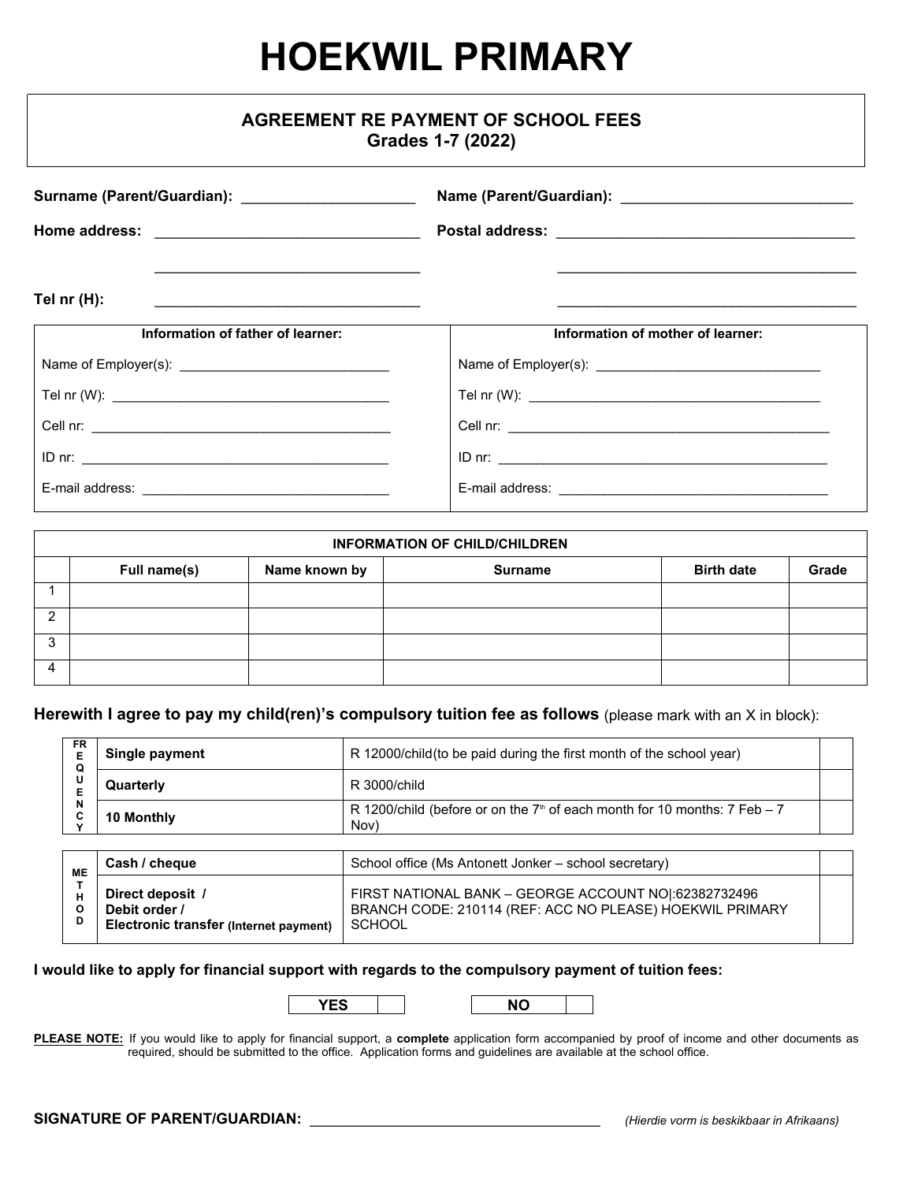# HOEKWIL PRIMARY

## AGREEMENT RE PAYMENT OF SCHOOL FEES
## Grades 1-7 (2022)

**Surname (Parent/Guardian):** ______________________ **Name (Parent/Guardian):** ______________________________

**Home address:** __________________________________ **Postal address:** ______________________________________

__________________________________ ______________________________________

**Tel nr (H):** __________________________________ ______________________________________

| Information of father of learner: | Information of mother of learner: |
|---|---|
| Name of Employer(s): ____________________________ | Name of Employer(s): ______________________________ |
| Tel nr (W): ______________________________________ | Tel nr (W): ________________________________________ |
| Cell nr: _________________________________________ | Cell nr: ___________________________________________ |
| ID nr: __________________________________________ | ID nr: ____________________________________________ |
| E-mail address: __________________________________ | E-mail address: ____________________________________ |

| INFORMATION OF CHILD/CHILDREN | | | | | |
|---|---|---|---|---|---|
| | **Full name(s)** | **Name known by** | **Surname** | **Birth date** | **Grade** |
| 1 | | | | | |
| 2 | | | | | |
| 3 | | | | | |
| 4 | | | | | |

**Herewith I agree to pay my child(ren)'s compulsory tuition fee as follows** (please mark with an X in block):

| FREQUENCY | | | |
|---|---|---|---|
| | **Single payment** | R 12000/child(to be paid during the first month of the school year) | |
| | **Quarterly** | R 3000/child | |
| | **10 Monthly** | R 1200/child (before or on the 7th of each month for 10 months: 7 Feb – 7 Nov) | |

| METHOD | | | |
|---|---|---|---|
| | **Cash / cheque** | School office (Ms Antonett Jonker – school secretary) | |
| | **Direct deposit / Debit order / Electronic transfer** (Internet payment) | FIRST NATIONAL BANK – GEORGE ACCOUNT NO\|:62382732496 BRANCH CODE: 210114 (REF: ACC NO PLEASE) HOEKWIL PRIMARY SCHOOL | |

**I would like to apply for financial support with regards to the compulsory payment of tuition fees:**

| **YES** | | | **NO** | |
|---|---|---|---|---|

**PLEASE NOTE:** If you would like to apply for financial support, a **complete** application form accompanied by proof of income and other documents as required, should be submitted to the office. Application forms and guidelines are available at the school office.

**SIGNATURE OF PARENT/GUARDIAN:** ____________________________________ *(Hierdie vorm is beskikbaar in Afrikaans)*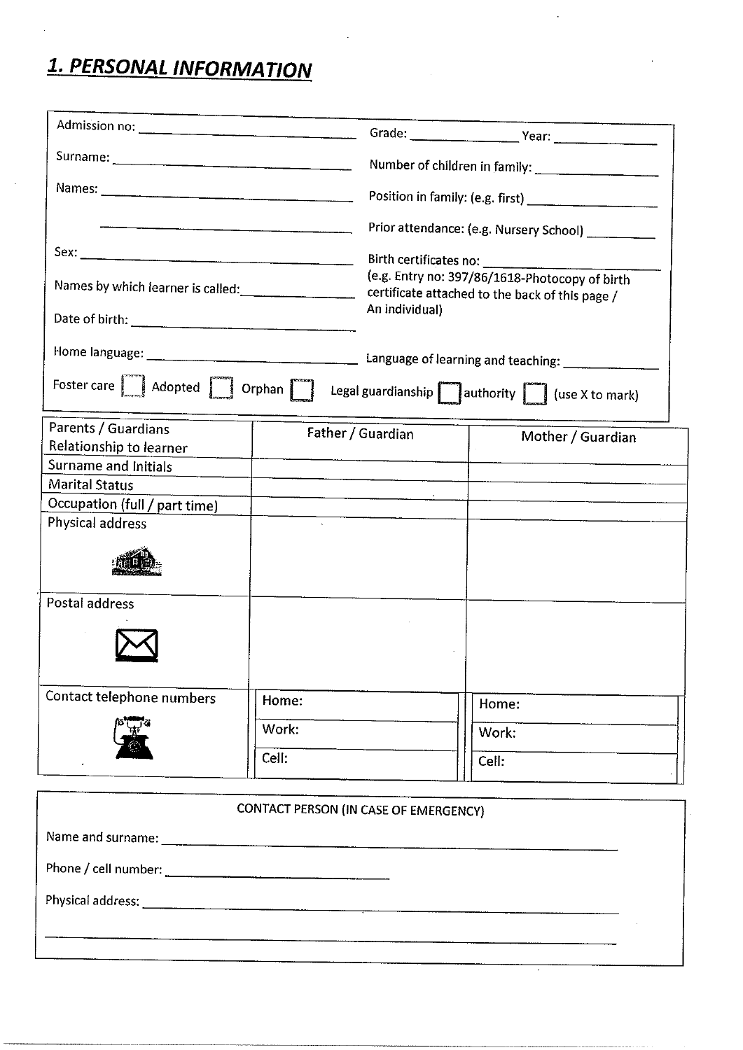# 1. PERSONAL INFORMATION

Admission no: ______________________

Grade: ____________ Year: ____________

Surname: ______________________

Number of children in family: ____________

Names: ______________________

______________________

Position in family: (e.g. first) ____________

Prior attendance: (e.g. Nursery School) ____________

Sex: ______________________

Birth certificates no: ______________________
(e.g. Entry no: 397/86/1618-Photocopy of birth certificate attached to the back of this page / An individual)

Names by which learner is called: ____________

Date of birth: ______________________

Home language: ______________________

Language of learning and teaching: ____________

Foster care [ ] Adopted [ ] Orphan [ ] Legal guardianship [ ] authority [ ] (use X to mark)

| Parents / Guardians Relationship to learner | Father / Guardian | Mother / Guardian |
|---|---|---|
| Surname and Initials | | |
| Marital Status | | |
| Occupation (full / part time) | | |
| Physical address | | |
| Postal address | | |
| Contact telephone numbers | Home: | Home: |
| | Work: | Work: |
| | Cell: | Cell: |

**CONTACT PERSON (IN CASE OF EMERGENCY)**

Name and surname: ______________________

Phone / cell number: ______________________

Physical address: ______________________

______________________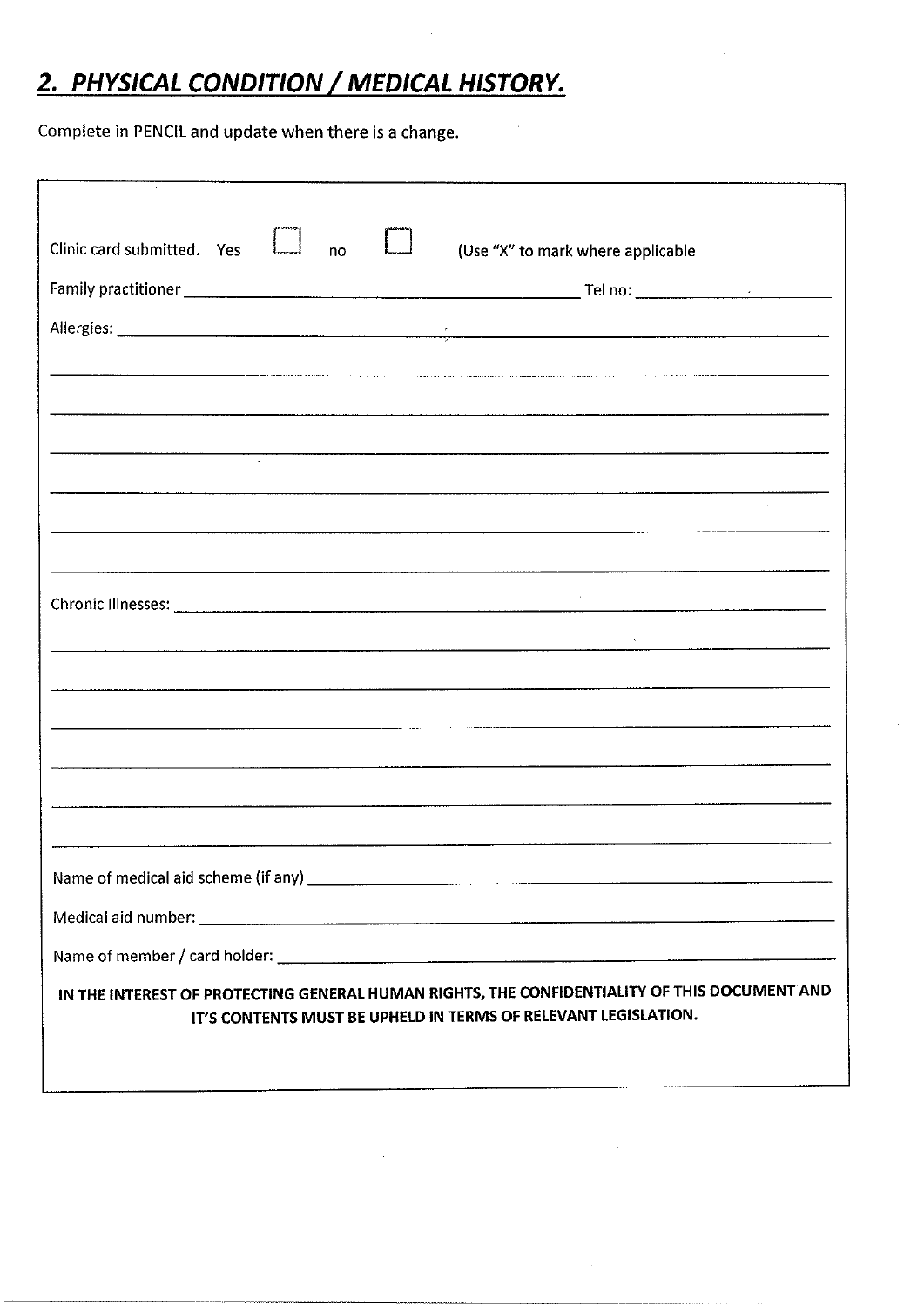## 2. PHYSICAL CONDITION / MEDICAL HISTORY.

Complete in PENCIL and update when there is a change.

Clinic card submitted. Yes ☐ no ☐ (Use "X" to mark where applicable

Family practitioner ________________________________ Tel no: ______________

Allergies: ____________________________________________________________

_____________________________________________________________________

_____________________________________________________________________

_____________________________________________________________________

_____________________________________________________________________

_____________________________________________________________________

_____________________________________________________________________

Chronic Illnesses: _____________________________________________________

_____________________________________________________________________

_____________________________________________________________________

_____________________________________________________________________

_____________________________________________________________________

_____________________________________________________________________

_____________________________________________________________________

Name of medical aid scheme (if any) ______________________________________

Medical aid number: ____________________________________________________

Name of member / card holder: ___________________________________________

**IN THE INTEREST OF PROTECTING GENERAL HUMAN RIGHTS, THE CONFIDENTIALITY OF THIS DOCUMENT AND IT'S CONTENTS MUST BE UPHELD IN TERMS OF RELEVANT LEGISLATION.**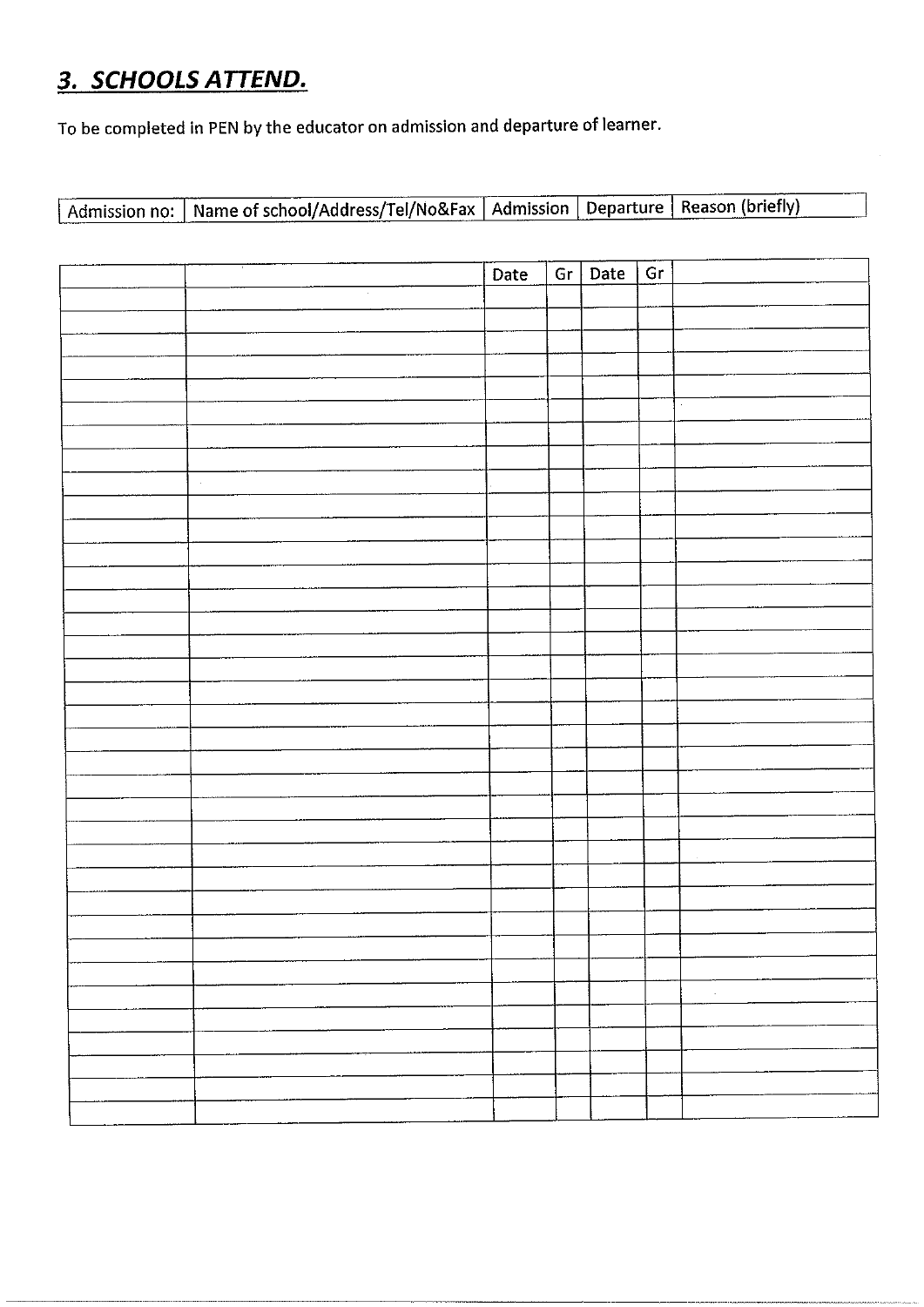## 3. SCHOOLS ATTEND.

To be completed in PEN by the educator on admission and departure of learner.

| Admission no: | Name of school/Address/Tel/No&Fax | Admission | | Departure | | Reason (briefly) |
|---|---|---|---|---|---|---|
| | | Date | Gr | Date | Gr | |
| | | | | | | |
| | | | | | | |
| | | | | | | |
| | | | | | | |
| | | | | | | |
| | | | | | | |
| | | | | | | |
| | | | | | | |
| | | | | | | |
| | | | | | | |
| | | | | | | |
| | | | | | | |
| | | | | | | |
| | | | | | | |
| | | | | | | |
| | | | | | | |
| | | | | | | |
| | | | | | | |
| | | | | | | |
| | | | | | | |
| | | | | | | |
| | | | | | | |
| | | | | | | |
| | | | | | | |
| | | | | | | |
| | | | | | | |
| | | | | | | |
| | | | | | | |
| | | | | | | |
| | | | | | | |
| | | | | | | |
| | | | | | | |
| | | | | | | |
| | | | | | | |
| | | | | | | |